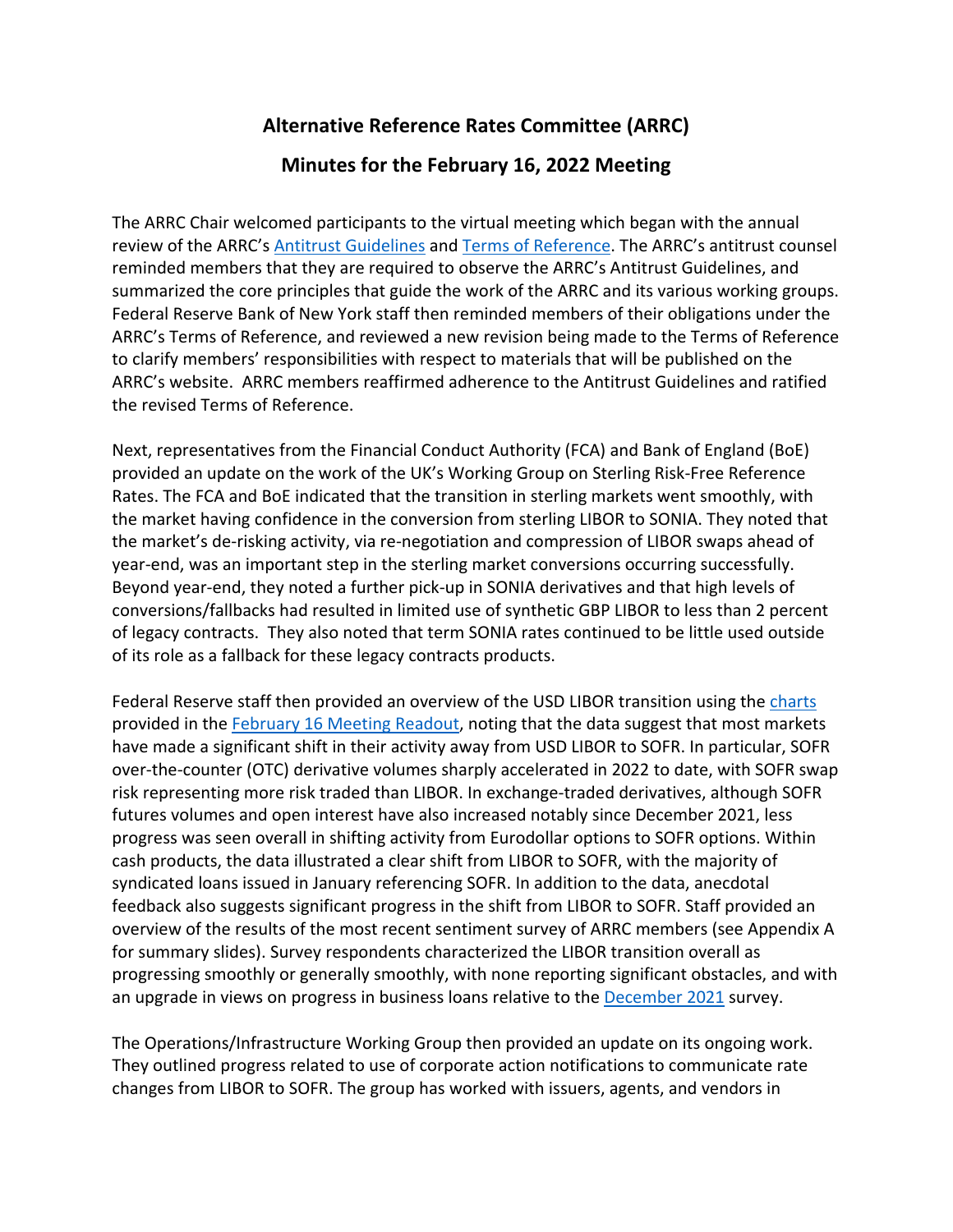# Alternative Reference Rates Committee (ARRC)

## Minutes for the February 16, 2022 Meeting

The ARRC Chair welcomed participants to the virtual meeting which began with the annual review of the ARRC's Antitrust Guidelines and Terms of Reference. The ARRC's antitrust counsel reminded members that they are required to observe the ARRC's Antitrust Guidelines, and summarized the core principles that guide the work of the ARRC and its various working groups. Federal Reserve Bank of New York staff then reminded members of their obligations under the ARRC's Terms of Reference, and reviewed a new revision being made to the Terms of Reference to clarify members' responsibilities with respect to materials that will be published on the ARRC's website. ARRC members reaffirmed adherence to the Antitrust Guidelines and ratified the revised Terms of Reference.

Next, representatives from the Financial Conduct Authority (FCA) and Bank of England (BoE) provided an update on the work of the UK's Working Group on Sterling Risk-Free Reference Rates. The FCA and BoE indicated that the transition in sterling markets went smoothly, with the market having confidence in the conversion from sterling LIBOR to SONIA. They noted that the market's de-risking activity, via re-negotiation and compression of LIBOR swaps ahead of year-end, was an important step in the sterling market conversions occurring successfully. Beyond year-end, they noted a further pick-up in SONIA derivatives and that high levels of conversions/fallbacks had resulted in limited use of synthetic GBP LIBOR to less than 2 percent of legacy contracts. They also noted that term SONIA rates continued to be little used outside of its role as a fallback for these legacy contracts products.

Federal Reserve staff then provided an overview of the USD LIBOR transition using the charts provided in the February 16 Meeting Readout, noting that the data suggest that most markets have made a significant shift in their activity away from USD LIBOR to SOFR. In particular, SOFR over-the-counter (OTC) derivative volumes sharply accelerated in 2022 to date, with SOFR swap risk representing more risk traded than LIBOR. In exchange-traded derivatives, although SOFR futures volumes and open interest have also increased notably since December 2021, less progress was seen overall in shifting activity from Eurodollar options to SOFR options. Within cash products, the data illustrated a clear shift from LIBOR to SOFR, with the majority of syndicated loans issued in January referencing SOFR. In addition to the data, anecdotal feedback also suggests significant progress in the shift from LIBOR to SOFR. Staff provided an overview of the results of the most recent sentiment survey of ARRC members (see Appendix A for summary slides). Survey respondents characterized the LIBOR transition overall as progressing smoothly or generally smoothly, with none reporting significant obstacles, and with an upgrade in views on progress in business loans relative to the December 2021 survey.

The Operations/Infrastructure Working Group then provided an update on its ongoing work. They outlined progress related to use of corporate action notifications to communicate rate changes from LIBOR to SOFR. The group has worked with issuers, agents, and vendors in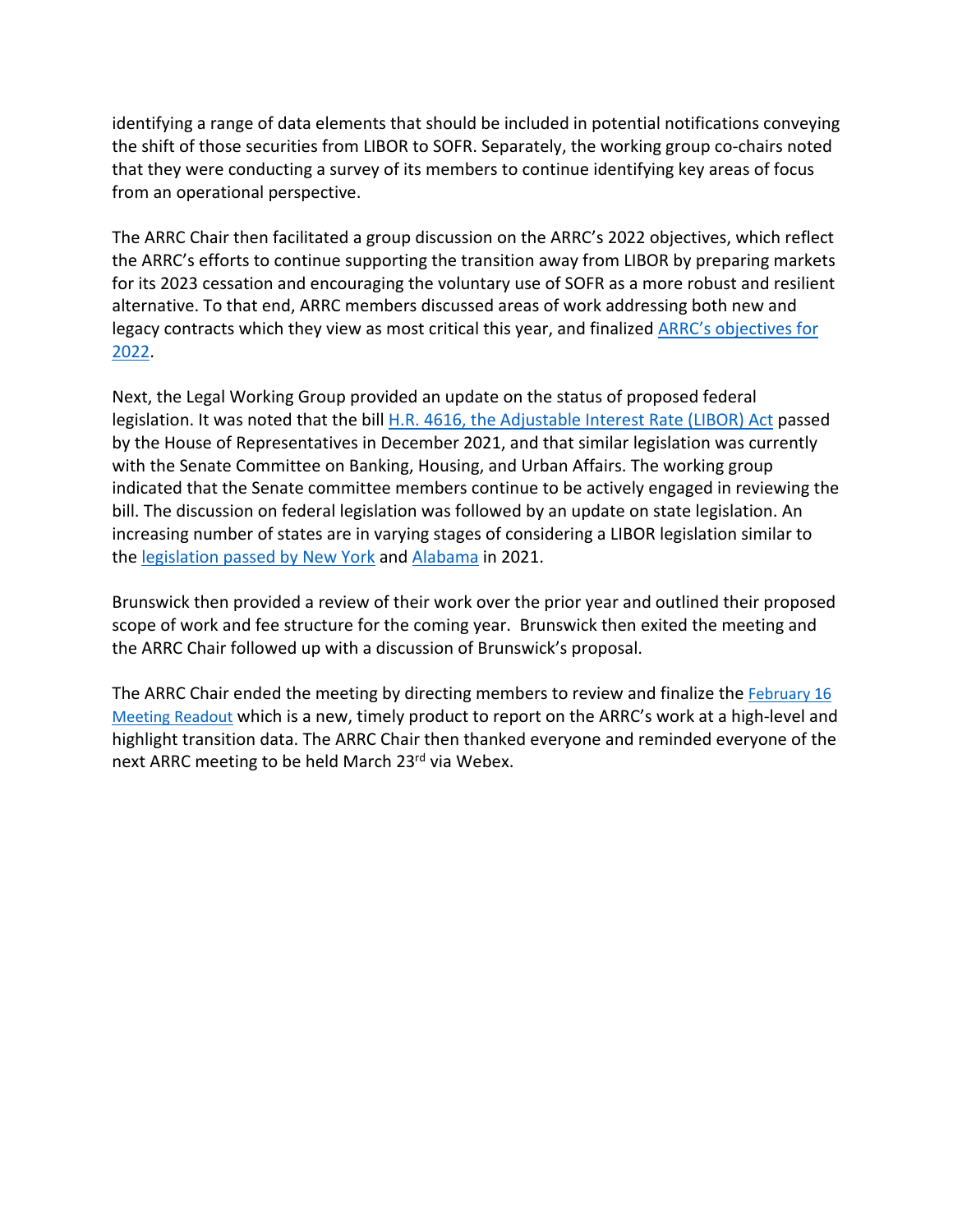identifying a range of data elements that should be included in potential notifications conveying the shift of those securities from LIBOR to SOFR. Separately, the working group co-chairs noted that they were conducting a survey of its members to continue identifying key areas of focus from an operational perspective.

The ARRC Chair then facilitated a group discussion on the ARRC's 2022 objectives, which reflect the ARRC's efforts to continue supporting the transition away from LIBOR by preparing markets for its 2023 cessation and encouraging the voluntary use of SOFR as a more robust and resilient alternative. To that end, ARRC members discussed areas of work addressing both new and legacy contracts which they view as most critical this year, and finalized ARRC's objectives for 2022.

Next, the Legal Working Group provided an update on the status of proposed federal legislation. It was noted that the bill H.R. 4616, the Adjustable Interest Rate (LIBOR) Act passed by the House of Representatives in December 2021, and that similar legislation was currently with the Senate Committee on Banking, Housing, and Urban Affairs. The working group indicated that the Senate committee members continue to be actively engaged in reviewing the bill. The discussion on federal legislation was followed by an update on state legislation. An increasing number of states are in varying stages of considering a LIBOR legislation similar to the legislation passed by New York and Alabama in 2021.

Brunswick then provided a review of their work over the prior year and outlined their proposed scope of work and fee structure for the coming year. Brunswick then exited the meeting and the ARRC Chair followed up with a discussion of Brunswick's proposal.

The ARRC Chair ended the meeting by directing members to review and finalize the February 16 Meeting Readout which is a new, timely product to report on the ARRC's work at a high-level and highlight transition data. The ARRC Chair then thanked everyone and reminded everyone of the next ARRC meeting to be held March 23rd via Webex.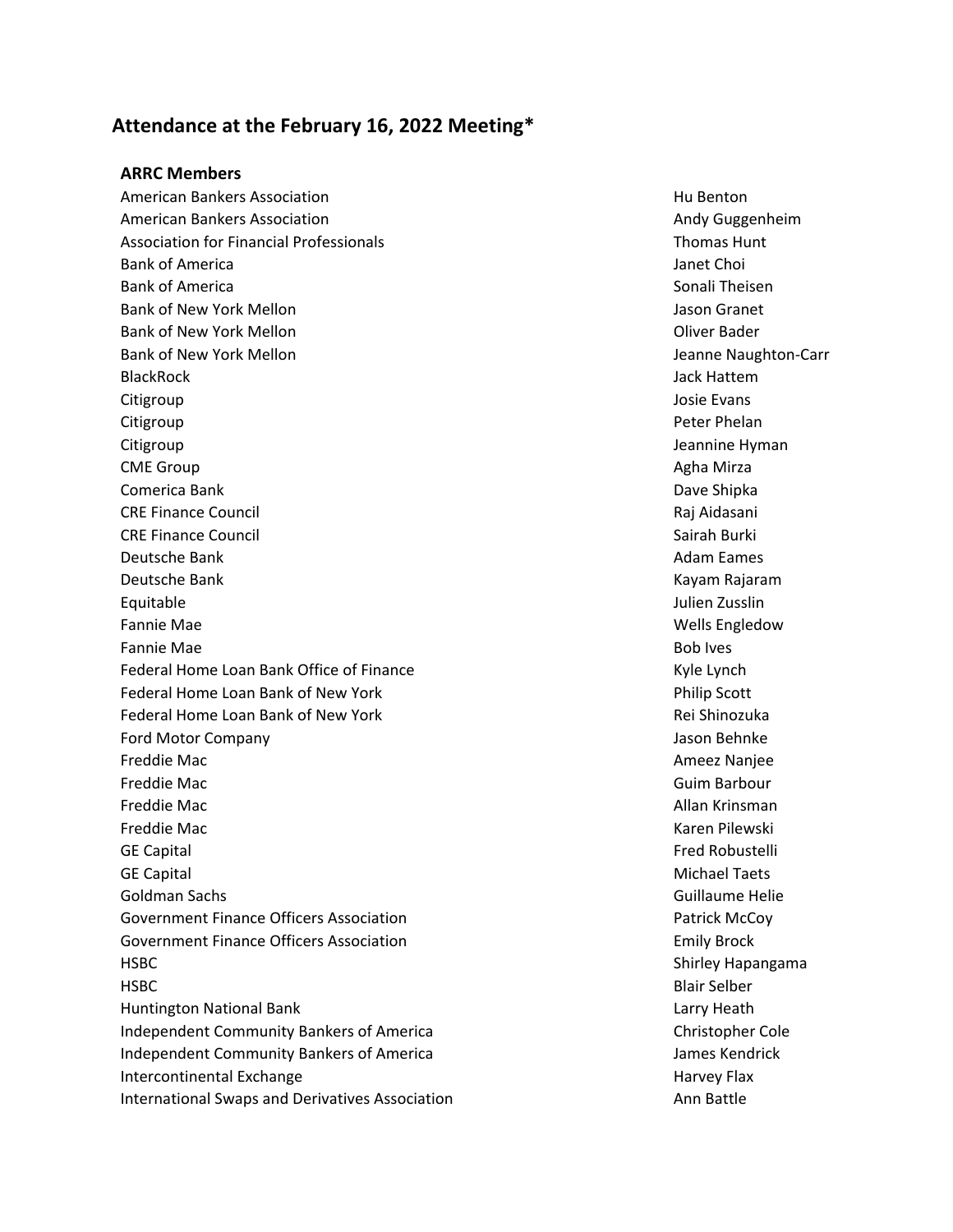## Attendance at the February 16, 2022 Meeting*

### ARRC Members

| | |
|---|---|
| American Bankers Association | Hu Benton |
| American Bankers Association | Andy Guggenheim |
| Association for Financial Professionals | Thomas Hunt |
| Bank of America | Janet Choi |
| Bank of America | Sonali Theisen |
| Bank of New York Mellon | Jason Granet |
| Bank of New York Mellon | Oliver Bader |
| Bank of New York Mellon | Jeanne Naughton-Carr |
| BlackRock | Jack Hattem |
| Citigroup | Josie Evans |
| Citigroup | Peter Phelan |
| Citigroup | Jeannine Hyman |
| CME Group | Agha Mirza |
| Comerica Bank | Dave Shipka |
| CRE Finance Council | Raj Aidasani |
| CRE Finance Council | Sairah Burki |
| Deutsche Bank | Adam Eames |
| Deutsche Bank | Kayam Rajaram |
| Equitable | Julien Zusslin |
| Fannie Mae | Wells Engledow |
| Fannie Mae | Bob Ives |
| Federal Home Loan Bank Office of Finance | Kyle Lynch |
| Federal Home Loan Bank of New York | Philip Scott |
| Federal Home Loan Bank of New York | Rei Shinozuka |
| Ford Motor Company | Jason Behnke |
| Freddie Mac | Ameez Nanjee |
| Freddie Mac | Guim Barbour |
| Freddie Mac | Allan Krinsman |
| Freddie Mac | Karen Pilewski |
| GE Capital | Fred Robustelli |
| GE Capital | Michael Taets |
| Goldman Sachs | Guillaume Helie |
| Government Finance Officers Association | Patrick McCoy |
| Government Finance Officers Association | Emily Brock |
| HSBC | Shirley Hapangama |
| HSBC | Blair Selber |
| Huntington National Bank | Larry Heath |
| Independent Community Bankers of America | Christopher Cole |
| Independent Community Bankers of America | James Kendrick |
| Intercontinental Exchange | Harvey Flax |
| International Swaps and Derivatives Association | Ann Battle |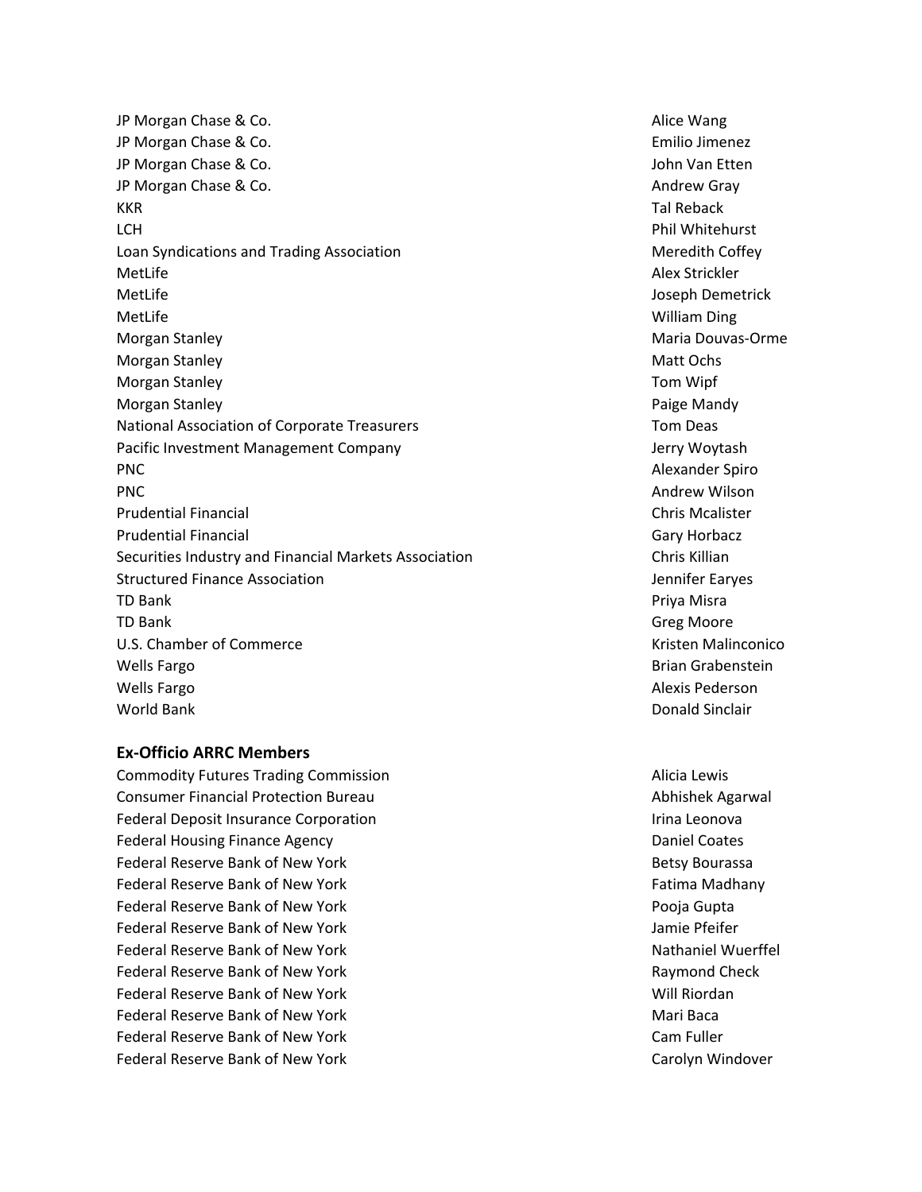| | |
|---|---|
| JP Morgan Chase & Co. | Alice Wang |
| JP Morgan Chase & Co. | Emilio Jimenez |
| JP Morgan Chase & Co. | John Van Etten |
| JP Morgan Chase & Co. | Andrew Gray |
| KKR | Tal Reback |
| LCH | Phil Whitehurst |
| Loan Syndications and Trading Association | Meredith Coffey |
| MetLife | Alex Strickler |
| MetLife | Joseph Demetrick |
| MetLife | William Ding |
| Morgan Stanley | Maria Douvas-Orme |
| Morgan Stanley | Matt Ochs |
| Morgan Stanley | Tom Wipf |
| Morgan Stanley | Paige Mandy |
| National Association of Corporate Treasurers | Tom Deas |
| Pacific Investment Management Company | Jerry Woytash |
| PNC | Alexander Spiro |
| PNC | Andrew Wilson |
| Prudential Financial | Chris Mcalister |
| Prudential Financial | Gary Horbacz |
| Securities Industry and Financial Markets Association | Chris Killian |
| Structured Finance Association | Jennifer Earyes |
| TD Bank | Priya Misra |
| TD Bank | Greg Moore |
| U.S. Chamber of Commerce | Kristen Malinconico |
| Wells Fargo | Brian Grabenstein |
| Wells Fargo | Alexis Pederson |
| World Bank | Donald Sinclair |

**Ex-Officio ARRC Members**

| | |
|---|---|
| Commodity Futures Trading Commission | Alicia Lewis |
| Consumer Financial Protection Bureau | Abhishek Agarwal |
| Federal Deposit Insurance Corporation | Irina Leonova |
| Federal Housing Finance Agency | Daniel Coates |
| Federal Reserve Bank of New York | Betsy Bourassa |
| Federal Reserve Bank of New York | Fatima Madhany |
| Federal Reserve Bank of New York | Pooja Gupta |
| Federal Reserve Bank of New York | Jamie Pfeifer |
| Federal Reserve Bank of New York | Nathaniel Wuerffel |
| Federal Reserve Bank of New York | Raymond Check |
| Federal Reserve Bank of New York | Will Riordan |
| Federal Reserve Bank of New York | Mari Baca |
| Federal Reserve Bank of New York | Cam Fuller |
| Federal Reserve Bank of New York | Carolyn Windover |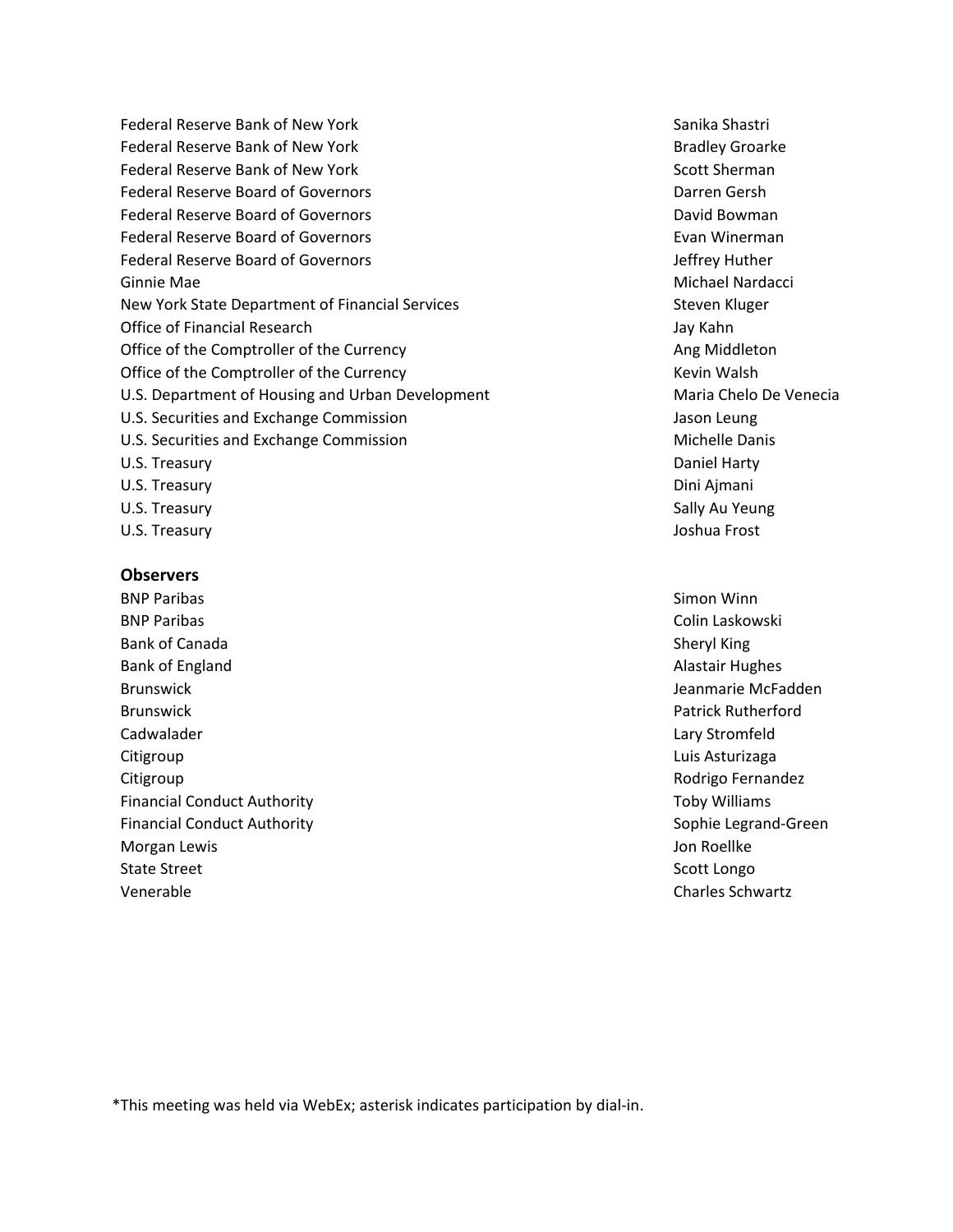| | |
|---|---|
| Federal Reserve Bank of New York | Sanika Shastri |
| Federal Reserve Bank of New York | Bradley Groarke |
| Federal Reserve Bank of New York | Scott Sherman |
| Federal Reserve Board of Governors | Darren Gersh |
| Federal Reserve Board of Governors | David Bowman |
| Federal Reserve Board of Governors | Evan Winerman |
| Federal Reserve Board of Governors | Jeffrey Huther |
| Ginnie Mae | Michael Nardacci |
| New York State Department of Financial Services | Steven Kluger |
| Office of Financial Research | Jay Kahn |
| Office of the Comptroller of the Currency | Ang Middleton |
| Office of the Comptroller of the Currency | Kevin Walsh |
| U.S. Department of Housing and Urban Development | Maria Chelo De Venecia |
| U.S. Securities and Exchange Commission | Jason Leung |
| U.S. Securities and Exchange Commission | Michelle Danis |
| U.S. Treasury | Daniel Harty |
| U.S. Treasury | Dini Ajmani |
| U.S. Treasury | Sally Au Yeung |
| U.S. Treasury | Joshua Frost |

**Observers**

| | |
|---|---|
| BNP Paribas | Simon Winn |
| BNP Paribas | Colin Laskowski |
| Bank of Canada | Sheryl King |
| Bank of England | Alastair Hughes |
| Brunswick | Jeanmarie McFadden |
| Brunswick | Patrick Rutherford |
| Cadwalader | Lary Stromfeld |
| Citigroup | Luis Asturizaga |
| Citigroup | Rodrigo Fernandez |
| Financial Conduct Authority | Toby Williams |
| Financial Conduct Authority | Sophie Legrand-Green |
| Morgan Lewis | Jon Roellke |
| State Street | Scott Longo |
| Venerable | Charles Schwartz |

*This meeting was held via WebEx; asterisk indicates participation by dial-in.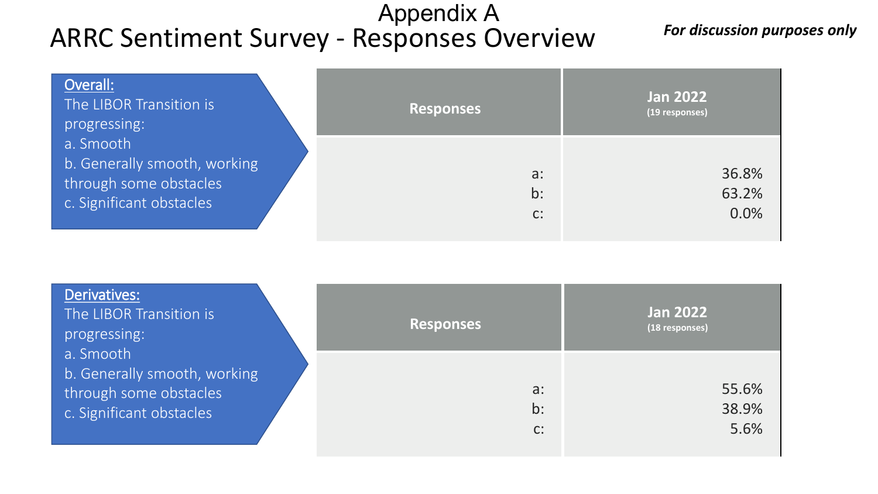# Appendix A
# ARRC Sentiment Survey - Responses Overview

***For discussion purposes only***

**Overall:**
The LIBOR Transition is progressing:
a. Smooth
b. Generally smooth, working through some obstacles
c. Significant obstacles

| Responses | Jan 2022 (19 responses) |
|---|---|
| a: | 36.8% |
| b: | 63.2% |
| c: | 0.0% |

**Derivatives:**
The LIBOR Transition is progressing:
a. Smooth
b. Generally smooth, working through some obstacles
c. Significant obstacles

| Responses | Jan 2022 (18 responses) |
|---|---|
| a: | 55.6% |
| b: | 38.9% |
| c: | 5.6% |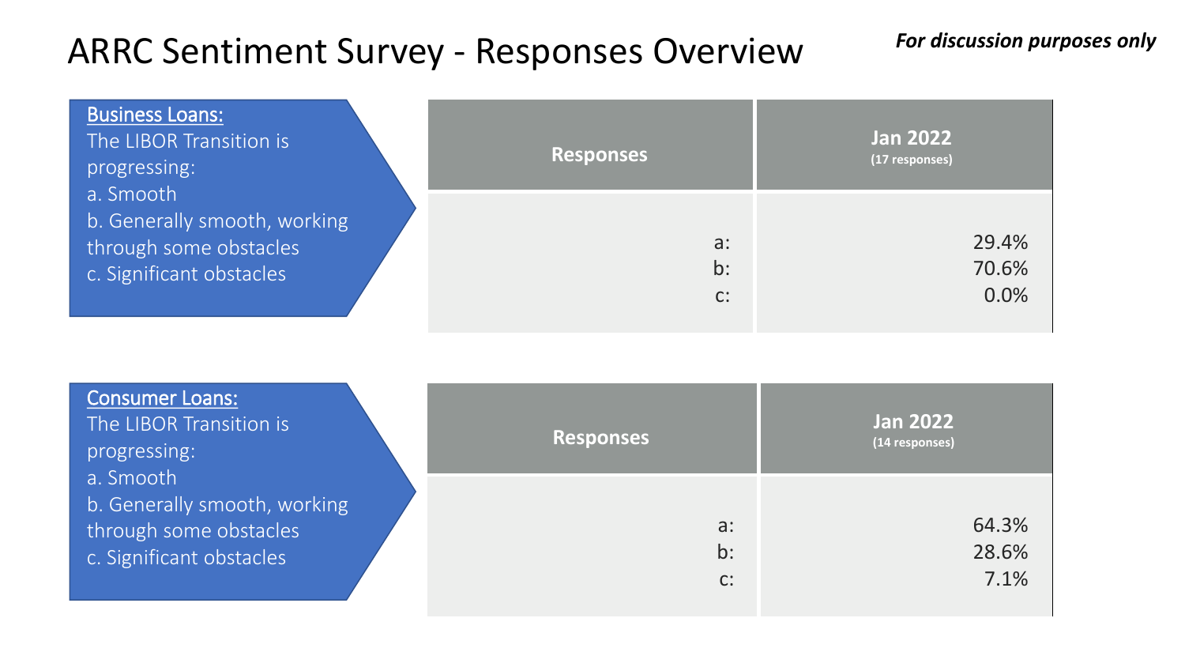# ARRC Sentiment Survey - Responses Overview

***For discussion purposes only***

**Business Loans:**
The LIBOR Transition is progressing:
a. Smooth
b. Generally smooth, working through some obstacles
c. Significant obstacles

| Responses | Jan 2022 (17 responses) |
|---|---|
| a: | 29.4% |
| b: | 70.6% |
| c: | 0.0% |

**Consumer Loans:**
The LIBOR Transition is progressing:
a. Smooth
b. Generally smooth, working through some obstacles
c. Significant obstacles

| Responses | Jan 2022 (14 responses) |
|---|---|
| a: | 64.3% |
| b: | 28.6% |
| c: | 7.1% |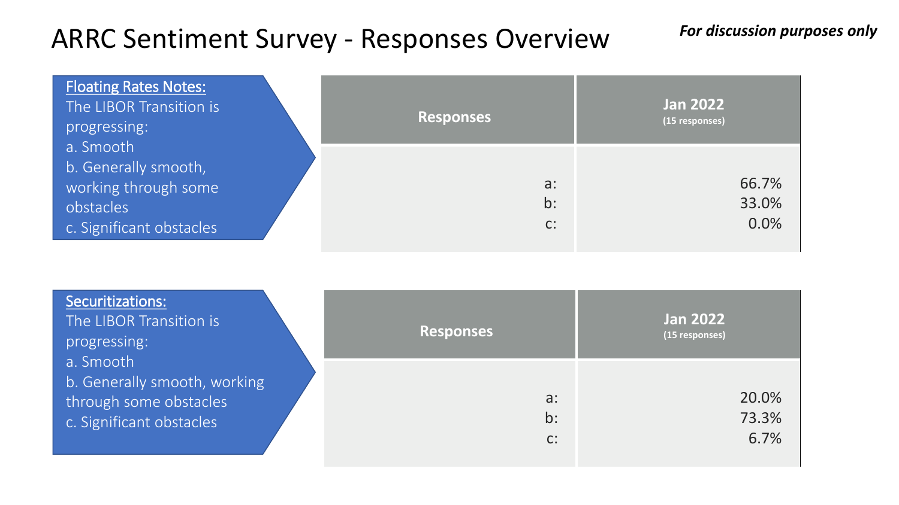# ARRC Sentiment Survey - Responses Overview

***For discussion purposes only***

**Floating Rates Notes:**
The LIBOR Transition is progressing:
a. Smooth
b. Generally smooth, working through some obstacles
c. Significant obstacles

| Responses | Jan 2022 (15 responses) |
|---|---|
| a: | 66.7% |
| b: | 33.0% |
| c: | 0.0% |

**Securitizations:**
The LIBOR Transition is progressing:
a. Smooth
b. Generally smooth, working through some obstacles
c. Significant obstacles

| Responses | Jan 2022 (15 responses) |
|---|---|
| a: | 20.0% |
| b: | 73.3% |
| c: | 6.7% |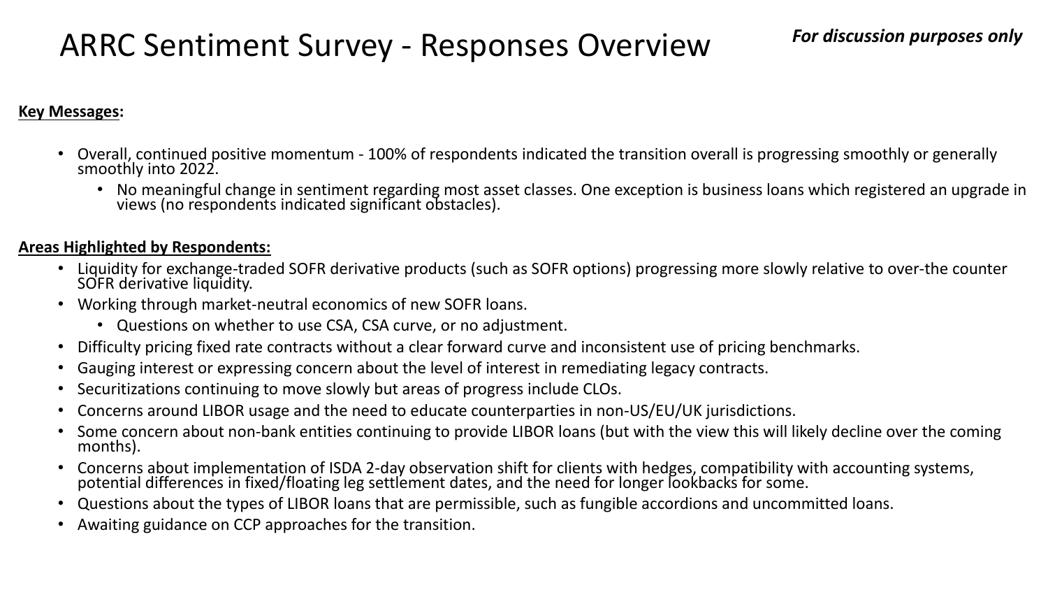# ARRC Sentiment Survey - Responses Overview

***For discussion purposes only***

**Key Messages:**

- Overall, continued positive momentum - 100% of respondents indicated the transition overall is progressing smoothly or generally smoothly into 2022.
  - No meaningful change in sentiment regarding most asset classes. One exception is business loans which registered an upgrade in views (no respondents indicated significant obstacles).

**Areas Highlighted by Respondents:**

- Liquidity for exchange-traded SOFR derivative products (such as SOFR options) progressing more slowly relative to over-the counter SOFR derivative liquidity.
- Working through market-neutral economics of new SOFR loans.
  - Questions on whether to use CSA, CSA curve, or no adjustment.
- Difficulty pricing fixed rate contracts without a clear forward curve and inconsistent use of pricing benchmarks.
- Gauging interest or expressing concern about the level of interest in remediating legacy contracts.
- Securitizations continuing to move slowly but areas of progress include CLOs.
- Concerns around LIBOR usage and the need to educate counterparties in non-US/EU/UK jurisdictions.
- Some concern about non-bank entities continuing to provide LIBOR loans (but with the view this will likely decline over the coming months).
- Concerns about implementation of ISDA 2-day observation shift for clients with hedges, compatibility with accounting systems, potential differences in fixed/floating leg settlement dates, and the need for longer lookbacks for some.
- Questions about the types of LIBOR loans that are permissible, such as fungible accordions and uncommitted loans.
- Awaiting guidance on CCP approaches for the transition.